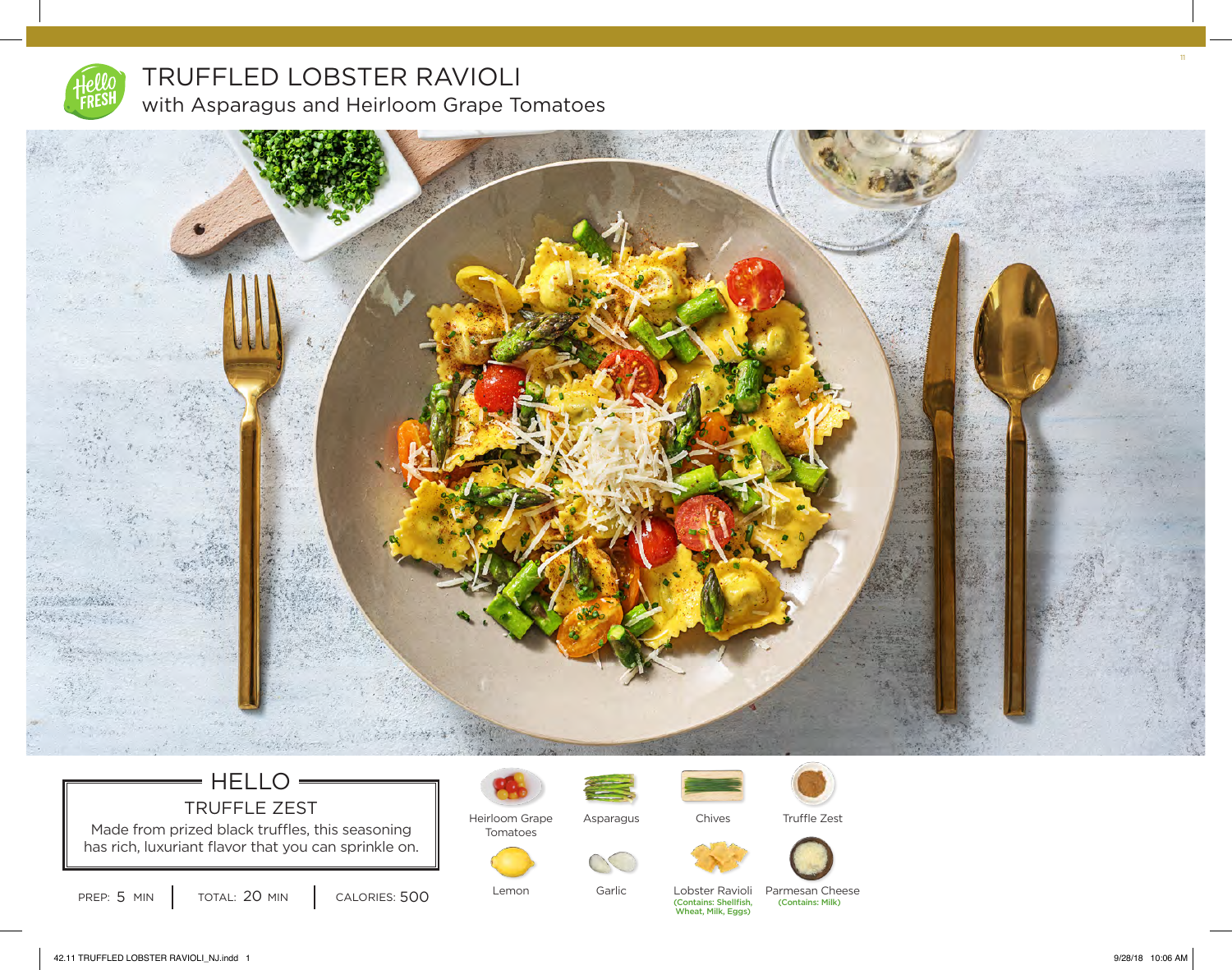# TRUFFLED LOBSTER RAVIOLI

## with Asparagus and Heirloom Grape Tomatoes

### HELLO

**TRUFFLE ZEST**

Made from prized black truffles, this seasoning has rich, luxuriant flavor that you can sprinkle on.

PREP: 5 MIN | TOTAL: 20 MIN | CALORIES: 500

- Heirloom Grape Tomatoes
- Asparagus
- Chives
- Truffle Zest
- Lemon
- Garlic
- Lobster Ravioli (Contains: Shellfish, Wheat, Milk, Eggs)
- Parmesan Cheese (Contains: Milk)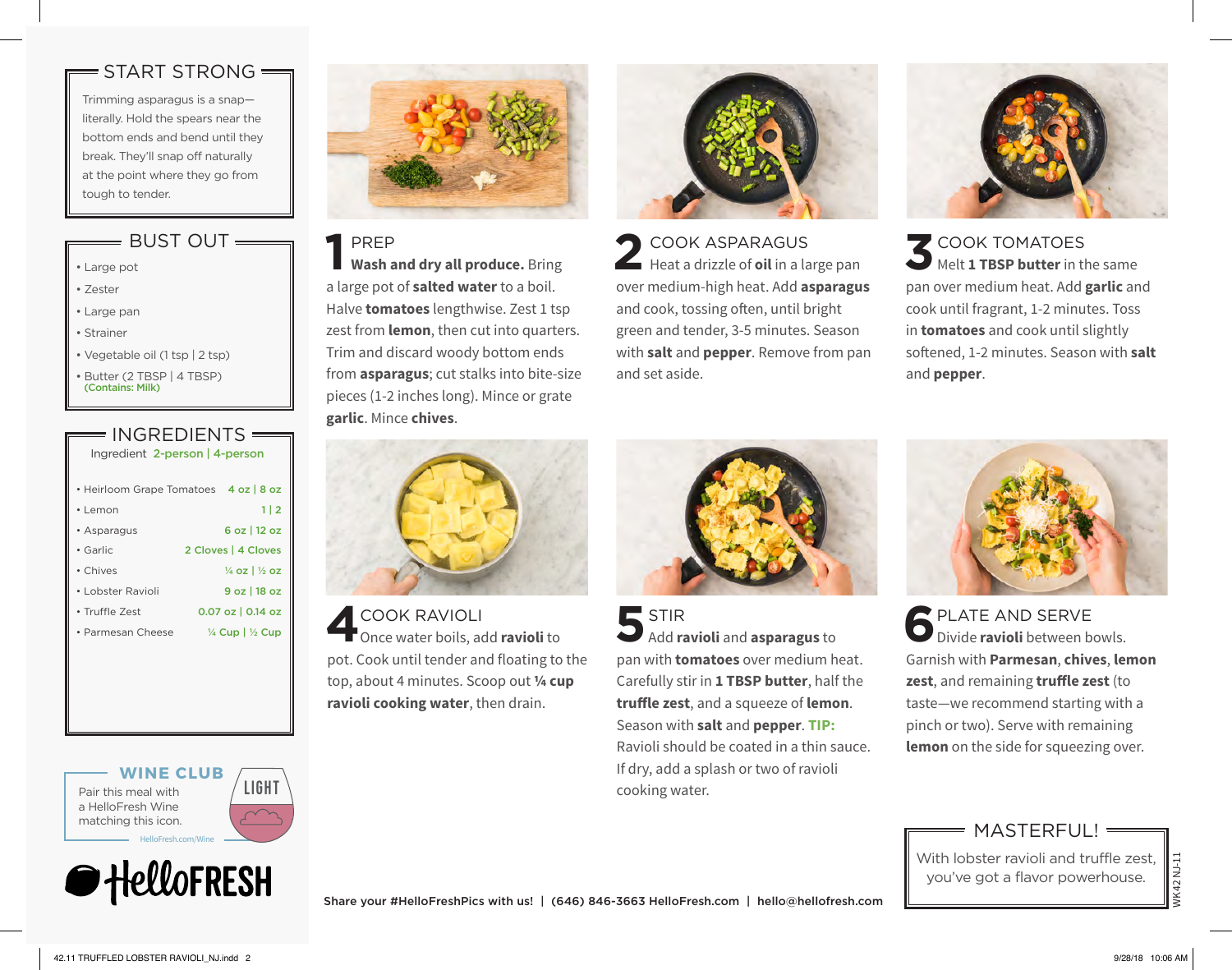## START STRONG

Trimming asparagus is a snap—literally. Hold the spears near the bottom ends and bend until they break. They'll snap off naturally at the point where they go from tough to tender.

## BUST OUT

- Large pot
- Zester
- Large pan
- Strainer
- Vegetable oil (1 tsp | 2 tsp)
- Butter (2 TBSP | 4 TBSP) (Contains: Milk)

## INGREDIENTS

| Ingredient | 2-person \| 4-person |
|---|---|
| Heirloom Grape Tomatoes | 4 oz \| 8 oz |
| Lemon | 1 \| 2 |
| Asparagus | 6 oz \| 12 oz |
| Garlic | 2 Cloves \| 4 Cloves |
| Chives | ¼ oz \| ½ oz |
| Lobster Ravioli | 9 oz \| 18 oz |
| Truffle Zest | 0.07 oz \| 0.14 oz |
| Parmesan Cheese | ¼ Cup \| ½ Cup |

## WINE CLUB

Pair this meal with a HelloFresh Wine matching this icon.

LIGHT

HelloFresh.com/Wine

HelloFRESH

## 1 PREP

**Wash and dry all produce.** Bring a large pot of **salted water** to a boil. Halve **tomatoes** lengthwise. Zest 1 tsp zest from **lemon**, then cut into quarters. Trim and discard woody bottom ends from **asparagus**; cut stalks into bite-size pieces (1-2 inches long). Mince or grate **garlic**. Mince **chives**.

## 2 COOK ASPARAGUS

Heat a drizzle of **oil** in a large pan over medium-high heat. Add **asparagus** and cook, tossing often, until bright green and tender, 3-5 minutes. Season with **salt** and **pepper**. Remove from pan and set aside.

## 3 COOK TOMATOES

Melt **1 TBSP butter** in the same pan over medium heat. Add **garlic** and cook until fragrant, 1-2 minutes. Toss in **tomatoes** and cook until slightly softened, 1-2 minutes. Season with **salt** and **pepper**.

## 4 COOK RAVIOLI

Once water boils, add **ravioli** to pot. Cook until tender and floating to the top, about 4 minutes. Scoop out **¼ cup ravioli cooking water**, then drain.

## 5 STIR

Add **ravioli** and **asparagus** to pan with **tomatoes** over medium heat. Carefully stir in **1 TBSP butter**, half the **truffle zest**, and a squeeze of **lemon**. Season with **salt** and **pepper**. **TIP:** Ravioli should be coated in a thin sauce. If dry, add a splash or two of ravioli cooking water.

## 6 PLATE AND SERVE

Divide **ravioli** between bowls. Garnish with **Parmesan**, **chives**, **lemon zest**, and remaining **truffle zest** (to taste—we recommend starting with a pinch or two). Serve with remaining **lemon** on the side for squeezing over.

## MASTERFUL!

With lobster ravioli and truffle zest, you've got a flavor powerhouse.

WK42 NJ-11

Share your #HelloFreshPics with us! | (646) 846-3663 HelloFresh.com | hello@hellofresh.com